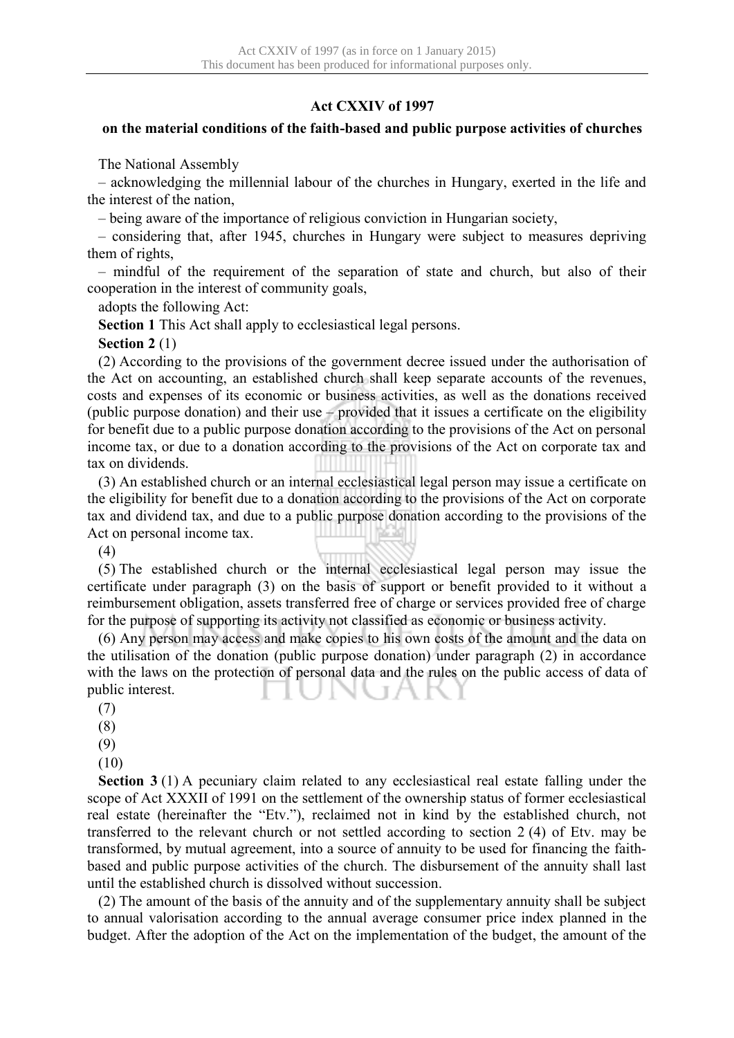# Act CXXIV of 1997

## on the material conditions of the faith-based and public purpose activities of churches

The National Assembly

– acknowledging the millennial labour of the churches in Hungary, exerted in the life and the interest of the nation,

– being aware of the importance of religious conviction in Hungarian society,

– considering that, after 1945, churches in Hungary were subject to measures depriving them of rights,

– mindful of the requirement of the separation of state and church, but also of their cooperation in the interest of community goals,

adopts the following Act:

**Section 1** This Act shall apply to ecclesiastical legal persons.

**Section 2** (1)

(2) According to the provisions of the government decree issued under the authorisation of the Act on accounting, an established church shall keep separate accounts of the revenues, costs and expenses of its economic or business activities, as well as the donations received (public purpose donation) and their use – provided that it issues a certificate on the eligibility for benefit due to a public purpose donation according to the provisions of the Act on personal income tax, or due to a donation according to the provisions of the Act on corporate tax and tax on dividends.

(3) An established church or an internal ecclesiastical legal person may issue a certificate on the eligibility for benefit due to a donation according to the provisions of the Act on corporate tax and dividend tax, and due to a public purpose donation according to the provisions of the Act on personal income tax.

(4)

(5) The established church or the internal ecclesiastical legal person may issue the certificate under paragraph (3) on the basis of support or benefit provided to it without a reimbursement obligation, assets transferred free of charge or services provided free of charge for the purpose of supporting its activity not classified as economic or business activity.

(6) Any person may access and make copies to his own costs of the amount and the data on the utilisation of the donation (public purpose donation) under paragraph (2) in accordance with the laws on the protection of personal data and the rules on the public access of data of public interest.

(7)

(8)

(9)

(10)

**Section 3** (1) A pecuniary claim related to any ecclesiastical real estate falling under the scope of Act XXXII of 1991 on the settlement of the ownership status of former ecclesiastical real estate (hereinafter the "Etv."), reclaimed not in kind by the established church, not transferred to the relevant church or not settled according to section 2 (4) of Etv. may be transformed, by mutual agreement, into a source of annuity to be used for financing the faith-based and public purpose activities of the church. The disbursement of the annuity shall last until the established church is dissolved without succession.

(2) The amount of the basis of the annuity and of the supplementary annuity shall be subject to annual valorisation according to the annual average consumer price index planned in the budget. After the adoption of the Act on the implementation of the budget, the amount of the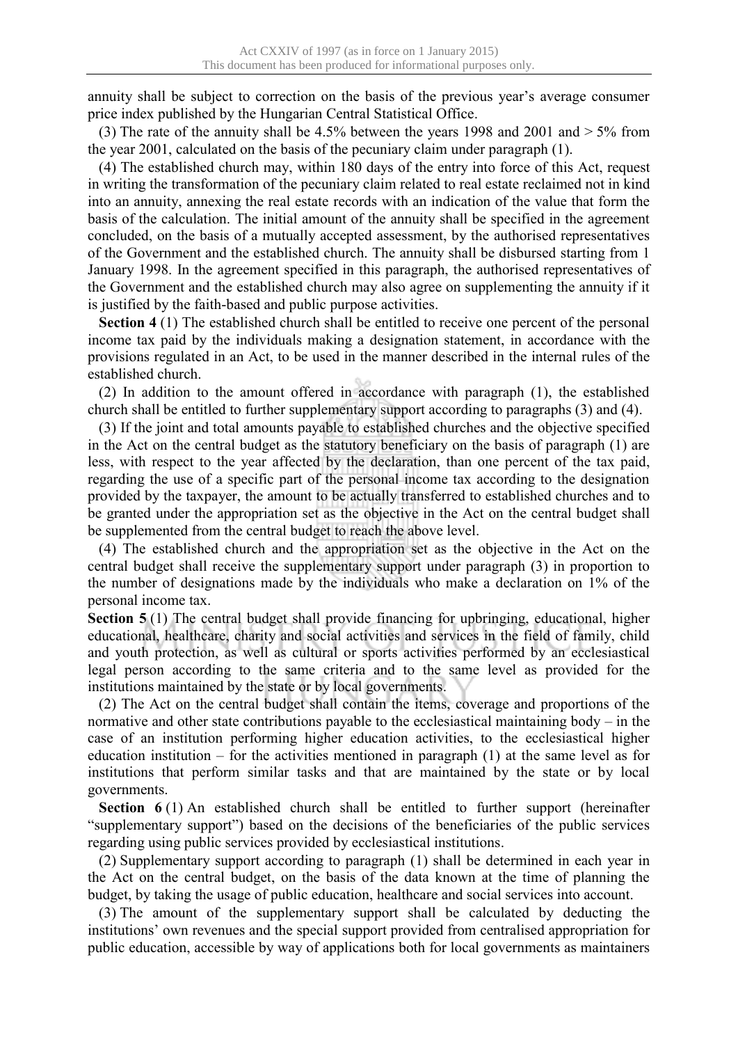annuity shall be subject to correction on the basis of the previous year's average consumer price index published by the Hungarian Central Statistical Office.

(3) The rate of the annuity shall be 4.5% between the years 1998 and 2001 and > 5% from the year 2001, calculated on the basis of the pecuniary claim under paragraph (1).

(4) The established church may, within 180 days of the entry into force of this Act, request in writing the transformation of the pecuniary claim related to real estate reclaimed not in kind into an annuity, annexing the real estate records with an indication of the value that form the basis of the calculation. The initial amount of the annuity shall be specified in the agreement concluded, on the basis of a mutually accepted assessment, by the authorised representatives of the Government and the established church. The annuity shall be disbursed starting from 1 January 1998. In the agreement specified in this paragraph, the authorised representatives of the Government and the established church may also agree on supplementing the annuity if it is justified by the faith-based and public purpose activities.

**Section 4** (1) The established church shall be entitled to receive one percent of the personal income tax paid by the individuals making a designation statement, in accordance with the provisions regulated in an Act, to be used in the manner described in the internal rules of the established church.

(2) In addition to the amount offered in accordance with paragraph (1), the established church shall be entitled to further supplementary support according to paragraphs (3) and (4).

(3) If the joint and total amounts payable to established churches and the objective specified in the Act on the central budget as the statutory beneficiary on the basis of paragraph (1) are less, with respect to the year affected by the declaration, than one percent of the tax paid, regarding the use of a specific part of the personal income tax according to the designation provided by the taxpayer, the amount to be actually transferred to established churches and to be granted under the appropriation set as the objective in the Act on the central budget shall be supplemented from the central budget to reach the above level.

(4) The established church and the appropriation set as the objective in the Act on the central budget shall receive the supplementary support under paragraph (3) in proportion to the number of designations made by the individuals who make a declaration on 1% of the personal income tax.

**Section 5** (1) The central budget shall provide financing for upbringing, educational, higher educational, healthcare, charity and social activities and services in the field of family, child and youth protection, as well as cultural or sports activities performed by an ecclesiastical legal person according to the same criteria and to the same level as provided for the institutions maintained by the state or by local governments.

(2) The Act on the central budget shall contain the items, coverage and proportions of the normative and other state contributions payable to the ecclesiastical maintaining body – in the case of an institution performing higher education activities, to the ecclesiastical higher education institution – for the activities mentioned in paragraph (1) at the same level as for institutions that perform similar tasks and that are maintained by the state or by local governments.

**Section 6** (1) An established church shall be entitled to further support (hereinafter "supplementary support") based on the decisions of the beneficiaries of the public services regarding using public services provided by ecclesiastical institutions.

(2) Supplementary support according to paragraph (1) shall be determined in each year in the Act on the central budget, on the basis of the data known at the time of planning the budget, by taking the usage of public education, healthcare and social services into account.

(3) The amount of the supplementary support shall be calculated by deducting the institutions' own revenues and the special support provided from centralised appropriation for public education, accessible by way of applications both for local governments as maintainers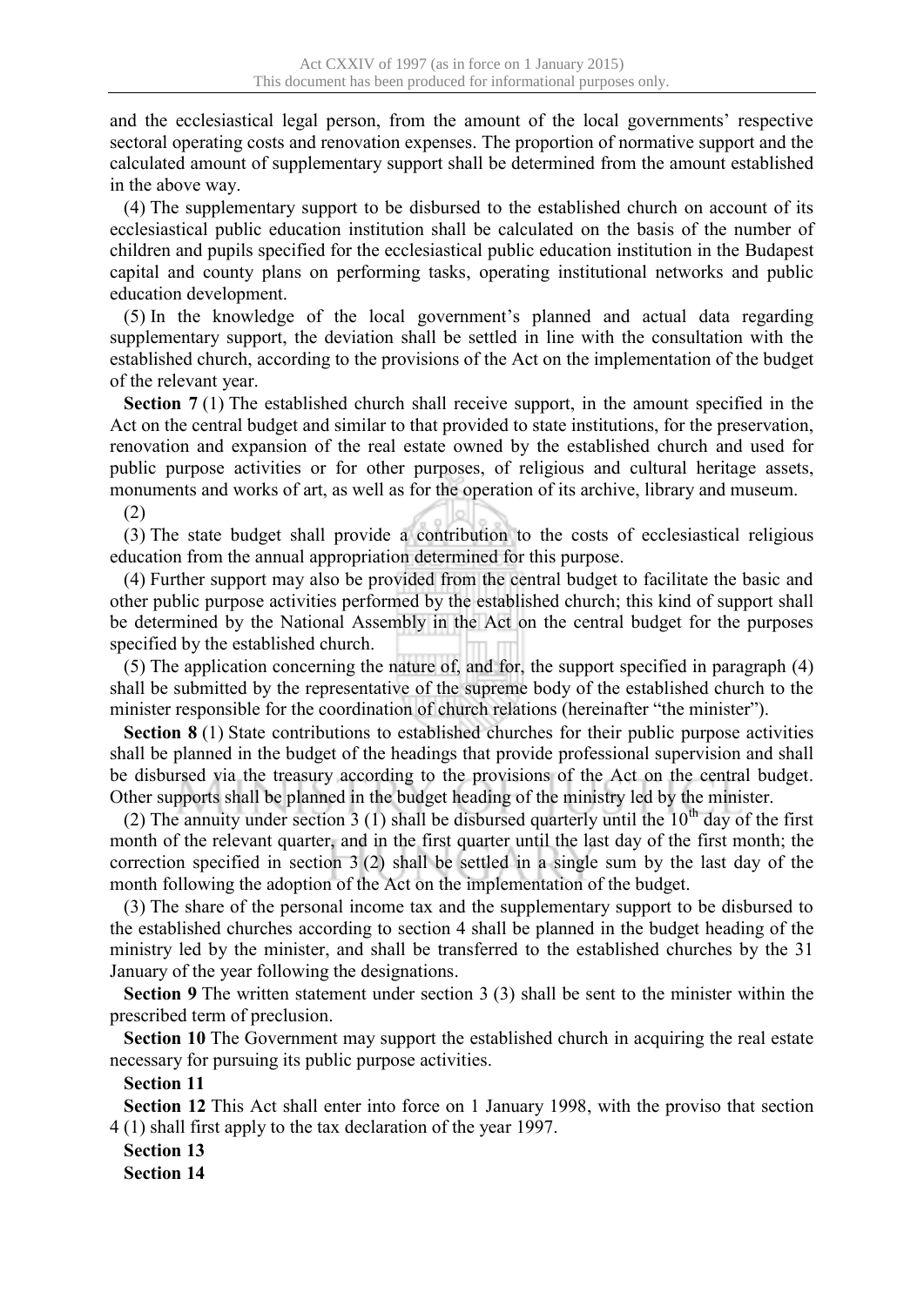and the ecclesiastical legal person, from the amount of the local governments' respective sectoral operating costs and renovation expenses. The proportion of normative support and the calculated amount of supplementary support shall be determined from the amount established in the above way.

(4) The supplementary support to be disbursed to the established church on account of its ecclesiastical public education institution shall be calculated on the basis of the number of children and pupils specified for the ecclesiastical public education institution in the Budapest capital and county plans on performing tasks, operating institutional networks and public education development.

(5) In the knowledge of the local government's planned and actual data regarding supplementary support, the deviation shall be settled in line with the consultation with the established church, according to the provisions of the Act on the implementation of the budget of the relevant year.

**Section 7** (1) The established church shall receive support, in the amount specified in the Act on the central budget and similar to that provided to state institutions, for the preservation, renovation and expansion of the real estate owned by the established church and used for public purpose activities or for other purposes, of religious and cultural heritage assets, monuments and works of art, as well as for the operation of its archive, library and museum.

(2)

(3) The state budget shall provide a contribution to the costs of ecclesiastical religious education from the annual appropriation determined for this purpose.

(4) Further support may also be provided from the central budget to facilitate the basic and other public purpose activities performed by the established church; this kind of support shall be determined by the National Assembly in the Act on the central budget for the purposes specified by the established church.

(5) The application concerning the nature of, and for, the support specified in paragraph (4) shall be submitted by the representative of the supreme body of the established church to the minister responsible for the coordination of church relations (hereinafter "the minister").

**Section 8** (1) State contributions to established churches for their public purpose activities shall be planned in the budget of the headings that provide professional supervision and shall be disbursed via the treasury according to the provisions of the Act on the central budget. Other supports shall be planned in the budget heading of the ministry led by the minister.

(2) The annuity under section 3 (1) shall be disbursed quarterly until the 10th day of the first month of the relevant quarter, and in the first quarter until the last day of the first month; the correction specified in section 3 (2) shall be settled in a single sum by the last day of the month following the adoption of the Act on the implementation of the budget.

(3) The share of the personal income tax and the supplementary support to be disbursed to the established churches according to section 4 shall be planned in the budget heading of the ministry led by the minister, and shall be transferred to the established churches by the 31 January of the year following the designations.

**Section 9** The written statement under section 3 (3) shall be sent to the minister within the prescribed term of preclusion.

**Section 10** The Government may support the established church in acquiring the real estate necessary for pursuing its public purpose activities.

**Section 11**

**Section 12** This Act shall enter into force on 1 January 1998, with the proviso that section 4 (1) shall first apply to the tax declaration of the year 1997.

**Section 13**

**Section 14**